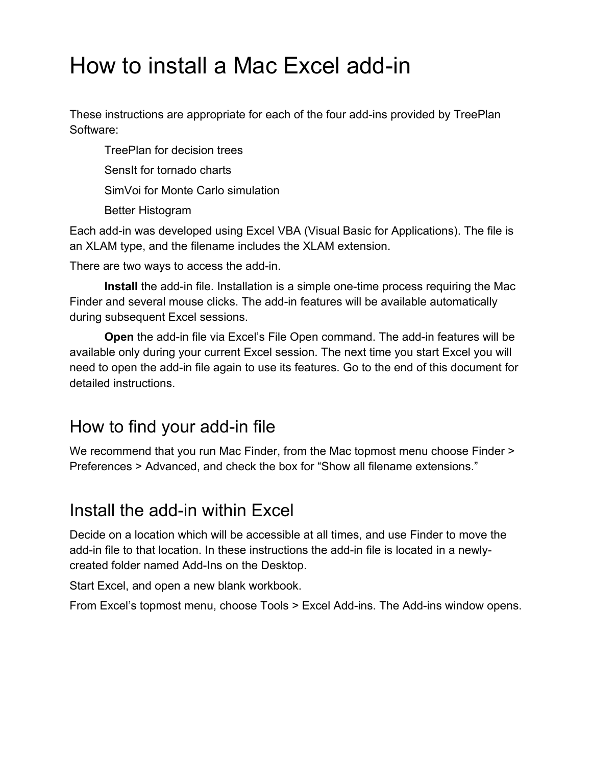# How to install a Mac Excel add-in

These instructions are appropriate for each of the four add-ins provided by TreePlan Software:

TreePlan for decision trees

SensIt for tornado charts

SimVoi for Monte Carlo simulation

Better Histogram

Each add-in was developed using Excel VBA (Visual Basic for Applications). The file is an XLAM type, and the filename includes the XLAM extension.

There are two ways to access the add-in.

**Install** the add-in file. Installation is a simple one-time process requiring the Mac Finder and several mouse clicks. The add-in features will be available automatically during subsequent Excel sessions.

**Open** the add-in file via Excel's File Open command. The add-in features will be available only during your current Excel session. The next time you start Excel you will need to open the add-in file again to use its features. Go to the end of this document for detailed instructions.

## How to find your add-in file

We recommend that you run Mac Finder, from the Mac topmost menu choose Finder > Preferences > Advanced, and check the box for "Show all filename extensions."

## Install the add-in within Excel

Decide on a location which will be accessible at all times, and use Finder to move the add-in file to that location. In these instructions the add-in file is located in a newly-created folder named Add-Ins on the Desktop.

Start Excel, and open a new blank workbook.

From Excel's topmost menu, choose Tools > Excel Add-ins. The Add-ins window opens.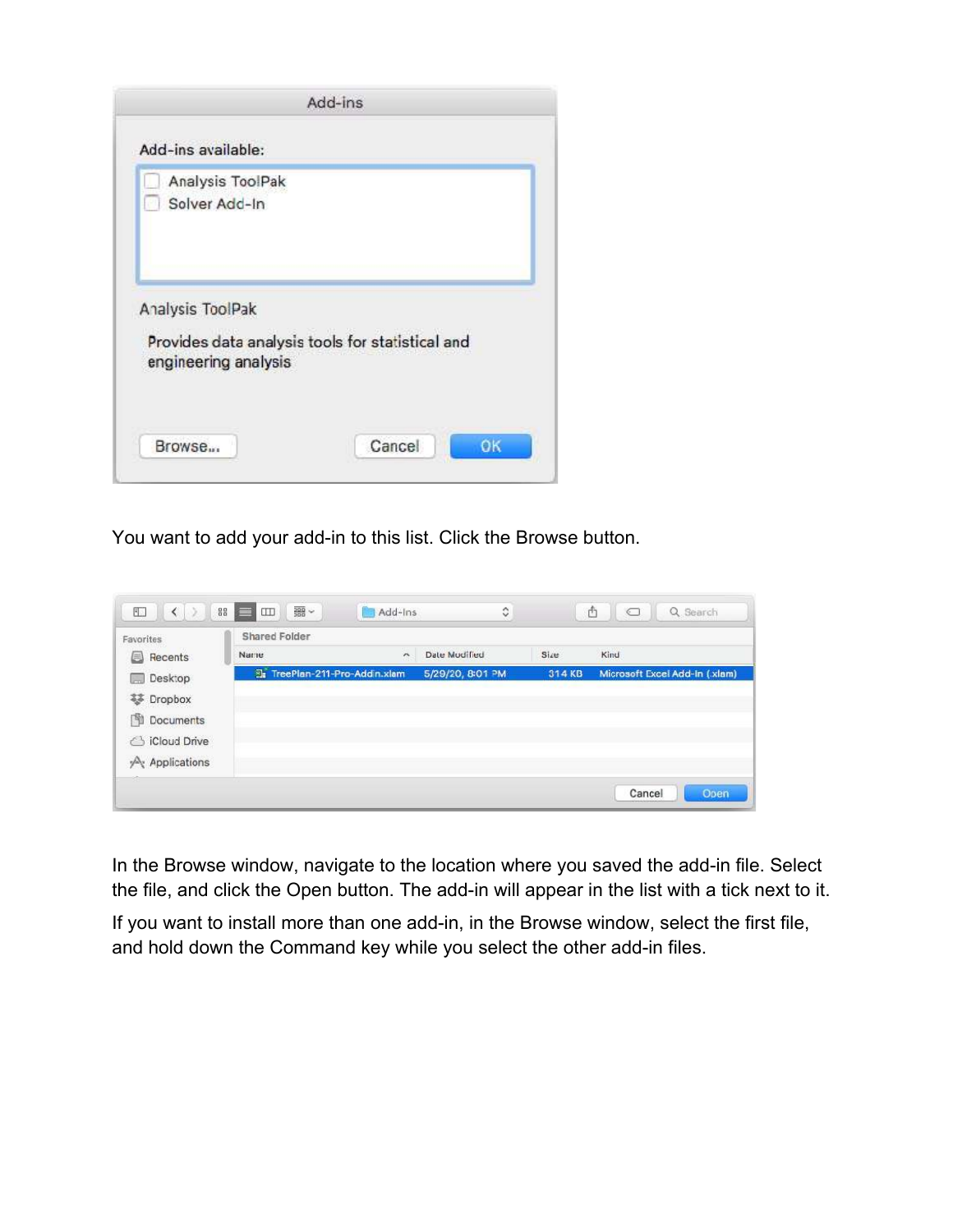Add-ins

Add-ins available:

- [ ] Analysis ToolPak
- [ ] Solver Add-In

Analysis ToolPak

Provides data analysis tools for statistical and engineering analysis

Browse... Cancel OK

You want to add your add-in to this list. Click the Browse button.

| Name | Date Modified | Size | Kind |
| --- | --- | --- | --- |
| TreePlan-211-Pro-Addin.xlam | 5/29/20, 8:01 PM | 314 KB | Microsoft Excel Add-In (.xlam) |

In the Browse window, navigate to the location where you saved the add-in file. Select the file, and click the Open button. The add-in will appear in the list with a tick next to it.

If you want to install more than one add-in, in the Browse window, select the first file, and hold down the Command key while you select the other add-in files.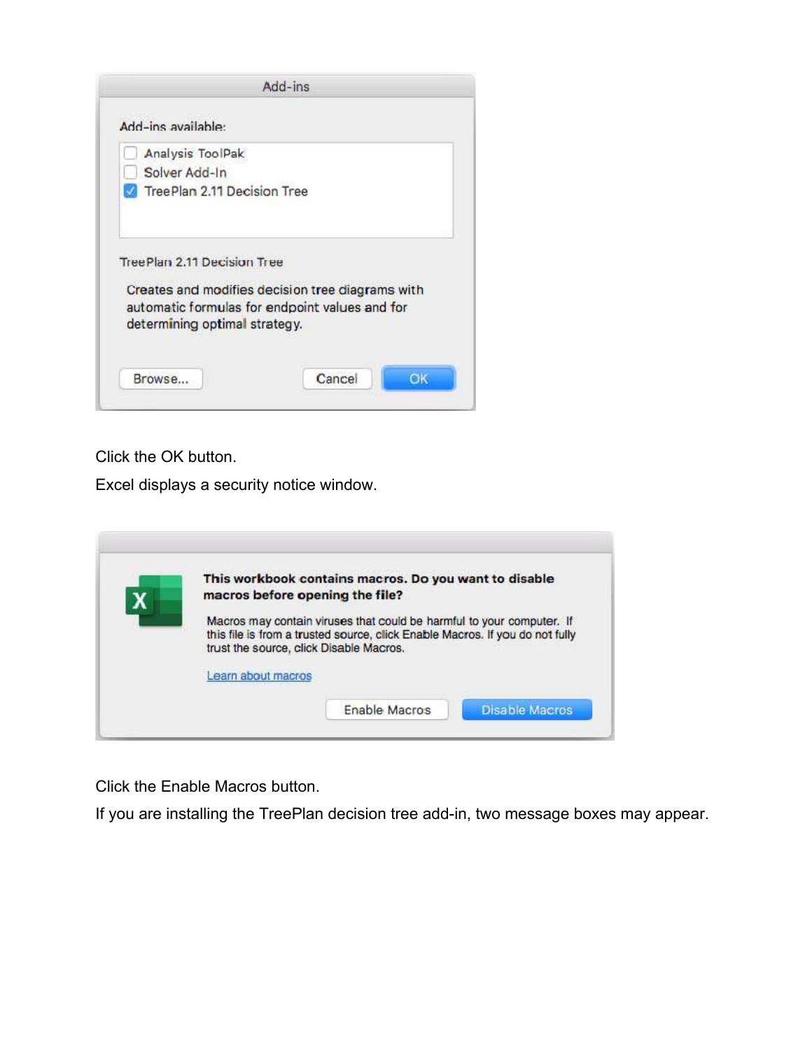Click the OK button.

Excel displays a security notice window.

Click the Enable Macros button.

If you are installing the TreePlan decision tree add-in, two message boxes may appear.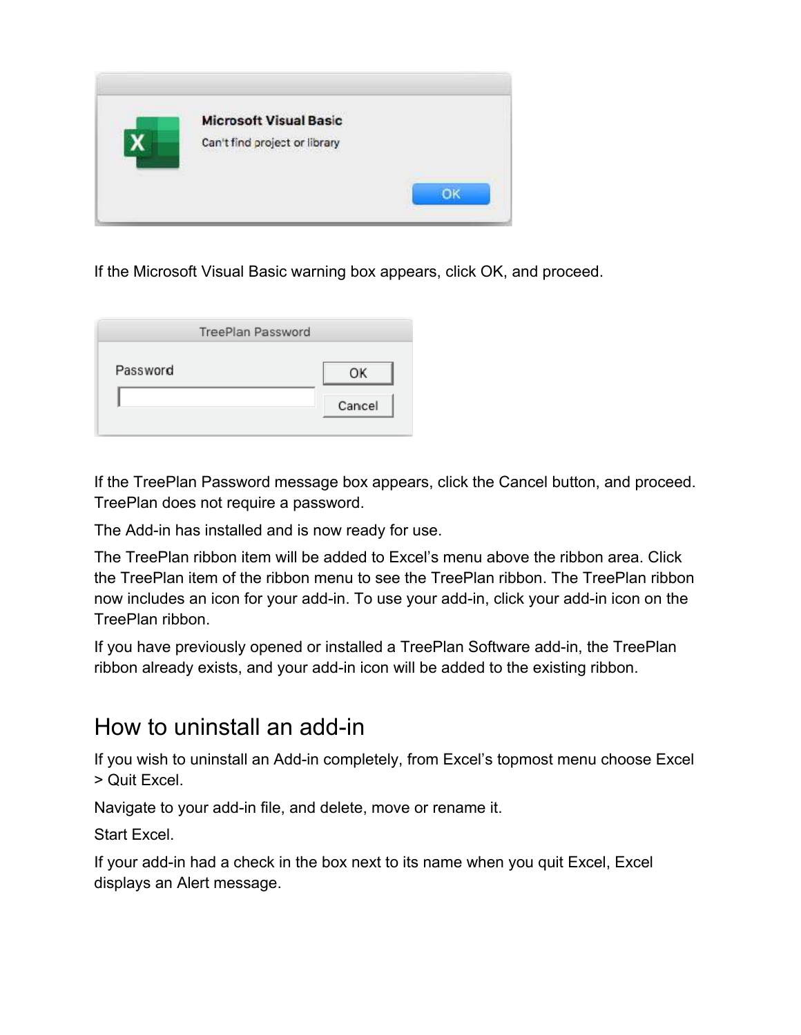If the Microsoft Visual Basic warning box appears, click OK, and proceed.

If the TreePlan Password message box appears, click the Cancel button, and proceed. TreePlan does not require a password.

The Add-in has installed and is now ready for use.

The TreePlan ribbon item will be added to Excel's menu above the ribbon area. Click the TreePlan item of the ribbon menu to see the TreePlan ribbon. The TreePlan ribbon now includes an icon for your add-in. To use your add-in, click your add-in icon on the TreePlan ribbon.

If you have previously opened or installed a TreePlan Software add-in, the TreePlan ribbon already exists, and your add-in icon will be added to the existing ribbon.

## How to uninstall an add-in

If you wish to uninstall an Add-in completely, from Excel's topmost menu choose Excel > Quit Excel.

Navigate to your add-in file, and delete, move or rename it.

Start Excel.

If your add-in had a check in the box next to its name when you quit Excel, Excel displays an Alert message.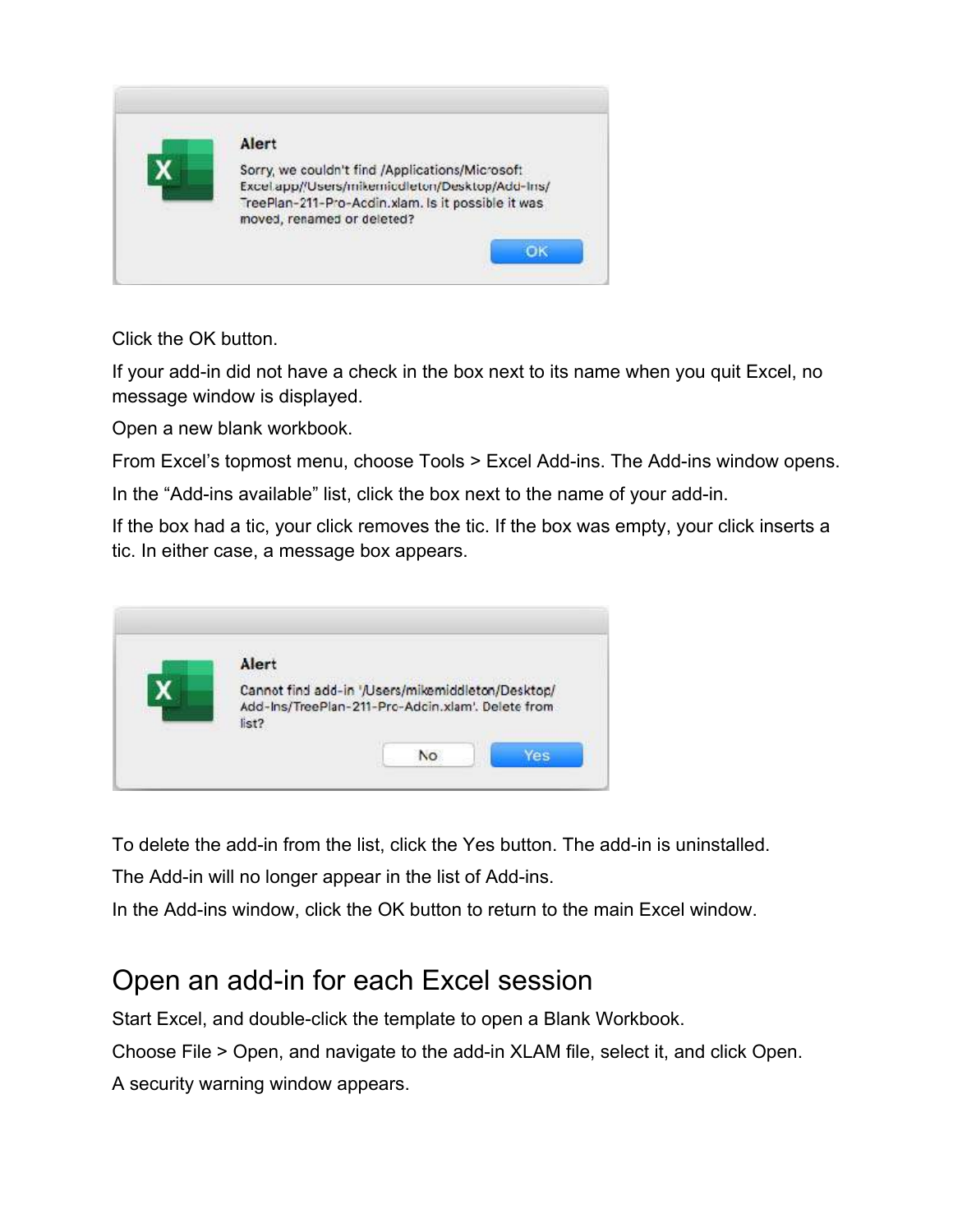Click the OK button.

If your add-in did not have a check in the box next to its name when you quit Excel, no message window is displayed.

Open a new blank workbook.

From Excel's topmost menu, choose Tools > Excel Add-ins. The Add-ins window opens.

In the "Add-ins available" list, click the box next to the name of your add-in.

If the box had a tic, your click removes the tic. If the box was empty, your click inserts a tic. In either case, a message box appears.

To delete the add-in from the list, click the Yes button. The add-in is uninstalled.

The Add-in will no longer appear in the list of Add-ins.

In the Add-ins window, click the OK button to return to the main Excel window.

## Open an add-in for each Excel session

Start Excel, and double-click the template to open a Blank Workbook.

Choose File > Open, and navigate to the add-in XLAM file, select it, and click Open.

A security warning window appears.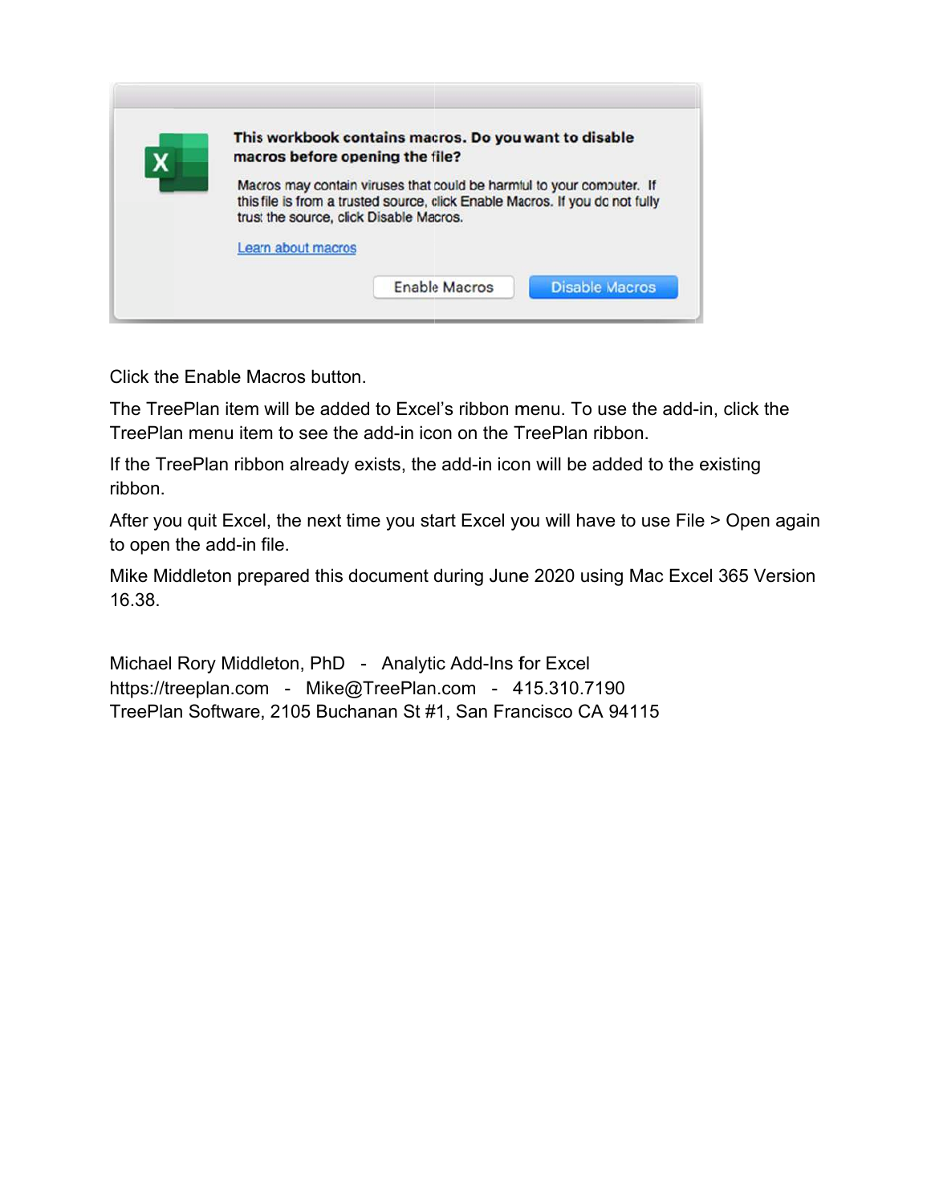Click the Enable Macros button.

The TreePlan item will be added to Excel's ribbon menu. To use the add-in, click the TreePlan menu item to see the add-in icon on the TreePlan ribbon.

If the TreePlan ribbon already exists, the add-in icon will be added to the existing ribbon.

After you quit Excel, the next time you start Excel you will have to use File > Open again to open the add-in file.

Mike Middleton prepared this document during June 2020 using Mac Excel 365 Version 16.38.

Michael Rory Middleton, PhD - Analytic Add-Ins for Excel
https://treeplan.com - Mike@TreePlan.com - 415.310.7190
TreePlan Software, 2105 Buchanan St #1, San Francisco CA 94115